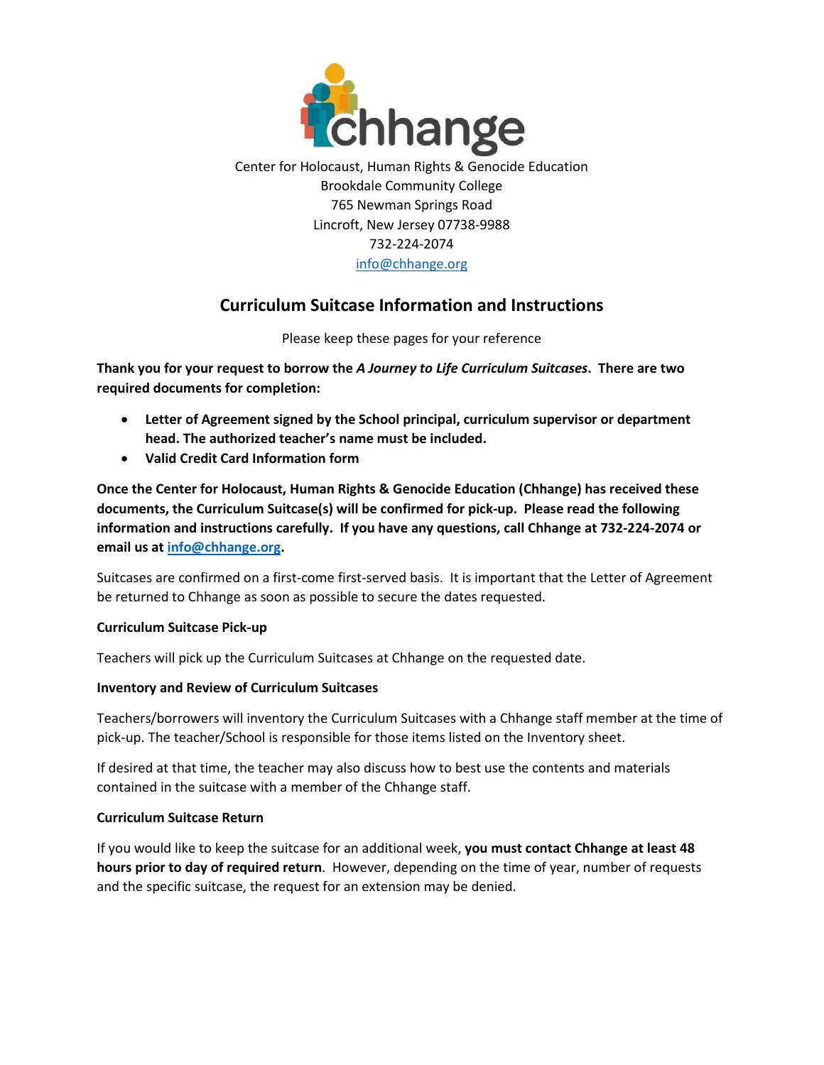chhange

Center for Holocaust, Human Rights & Genocide Education
Brookdale Community College
765 Newman Springs Road
Lincroft, New Jersey 07738-9988
732-224-2074
info@chhange.org

## Curriculum Suitcase Information and Instructions

Please keep these pages for your reference

**Thank you for your request to borrow the *A Journey to Life Curriculum Suitcases*. There are two required documents for completion:**

- **Letter of Agreement signed by the School principal, curriculum supervisor or department head. The authorized teacher's name must be included.**
- **Valid Credit Card Information form**

**Once the Center for Holocaust, Human Rights & Genocide Education (Chhange) has received these documents, the Curriculum Suitcase(s) will be confirmed for pick-up. Please read the following information and instructions carefully. If you have any questions, call Chhange at 732-224-2074 or email us at info@chhange.org.**

Suitcases are confirmed on a first-come first-served basis. It is important that the Letter of Agreement be returned to Chhange as soon as possible to secure the dates requested.

**Curriculum Suitcase Pick-up**

Teachers will pick up the Curriculum Suitcases at Chhange on the requested date.

**Inventory and Review of Curriculum Suitcases**

Teachers/borrowers will inventory the Curriculum Suitcases with a Chhange staff member at the time of pick-up. The teacher/School is responsible for those items listed on the Inventory sheet.

If desired at that time, the teacher may also discuss how to best use the contents and materials contained in the suitcase with a member of the Chhange staff.

**Curriculum Suitcase Return**

If you would like to keep the suitcase for an additional week, **you must contact Chhange at least 48 hours prior to day of required return**. However, depending on the time of year, number of requests and the specific suitcase, the request for an extension may be denied.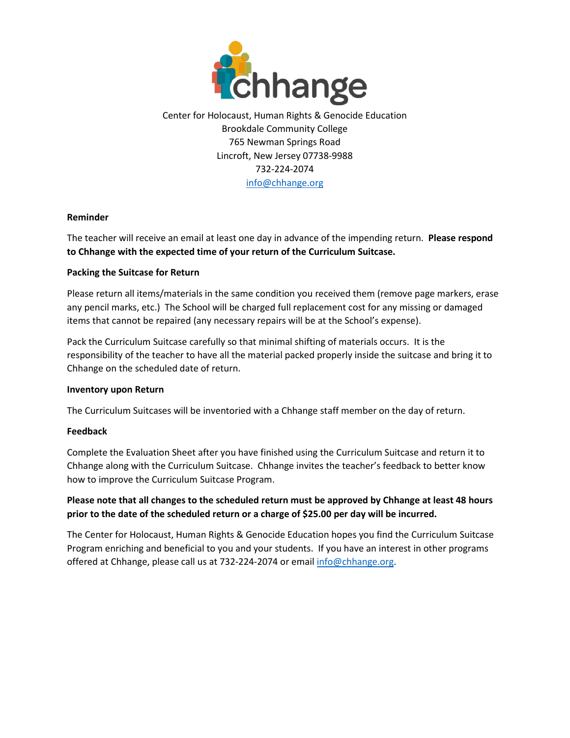Center for Holocaust, Human Rights & Genocide Education
Brookdale Community College
765 Newman Springs Road
Lincroft, New Jersey 07738-9988
732-224-2074
info@chhange.org

**Reminder**

The teacher will receive an email at least one day in advance of the impending return. **Please respond to Chhange with the expected time of your return of the Curriculum Suitcase.**

**Packing the Suitcase for Return**

Please return all items/materials in the same condition you received them (remove page markers, erase any pencil marks, etc.) The School will be charged full replacement cost for any missing or damaged items that cannot be repaired (any necessary repairs will be at the School's expense).

Pack the Curriculum Suitcase carefully so that minimal shifting of materials occurs. It is the responsibility of the teacher to have all the material packed properly inside the suitcase and bring it to Chhange on the scheduled date of return.

**Inventory upon Return**

The Curriculum Suitcases will be inventoried with a Chhange staff member on the day of return.

**Feedback**

Complete the Evaluation Sheet after you have finished using the Curriculum Suitcase and return it to Chhange along with the Curriculum Suitcase. Chhange invites the teacher's feedback to better know how to improve the Curriculum Suitcase Program.

**Please note that all changes to the scheduled return must be approved by Chhange at least 48 hours prior to the date of the scheduled return or a charge of $25.00 per day will be incurred.**

The Center for Holocaust, Human Rights & Genocide Education hopes you find the Curriculum Suitcase Program enriching and beneficial to you and your students. If you have an interest in other programs offered at Chhange, please call us at 732-224-2074 or email info@chhange.org.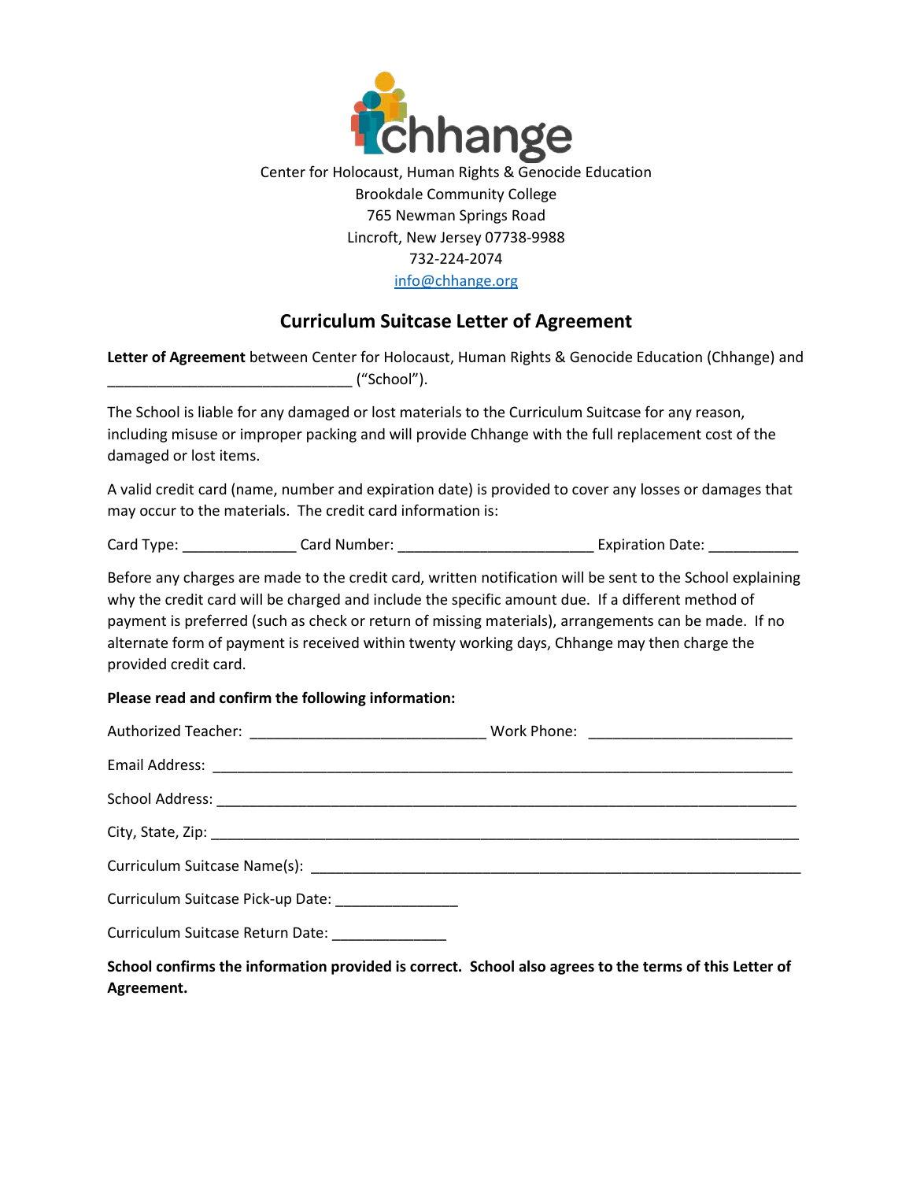Center for Holocaust, Human Rights & Genocide Education
Brookdale Community College
765 Newman Springs Road
Lincroft, New Jersey 07738-9988
732-224-2074
info@chhange.org

## Curriculum Suitcase Letter of Agreement

**Letter of Agreement** between Center for Holocaust, Human Rights & Genocide Education (Chhange) and ______________________________ ("School").

The School is liable for any damaged or lost materials to the Curriculum Suitcase for any reason, including misuse or improper packing and will provide Chhange with the full replacement cost of the damaged or lost items.

A valid credit card (name, number and expiration date) is provided to cover any losses or damages that may occur to the materials. The credit card information is:

Card Type: ______________ Card Number: ________________________ Expiration Date: ___________

Before any charges are made to the credit card, written notification will be sent to the School explaining why the credit card will be charged and include the specific amount due. If a different method of payment is preferred (such as check or return of missing materials), arrangements can be made. If no alternate form of payment is received within twenty working days, Chhange may then charge the provided credit card.

**Please read and confirm the following information:**

Authorized Teacher: _____________________________ Work Phone: _________________________

Email Address: _________________________________________________________________________

School Address: ________________________________________________________________________

City, State, Zip: ________________________________________________________________________

Curriculum Suitcase Name(s): _____________________________________________________________

Curriculum Suitcase Pick-up Date: _______________

Curriculum Suitcase Return Date: ______________

**School confirms the information provided is correct. School also agrees to the terms of this Letter of Agreement.**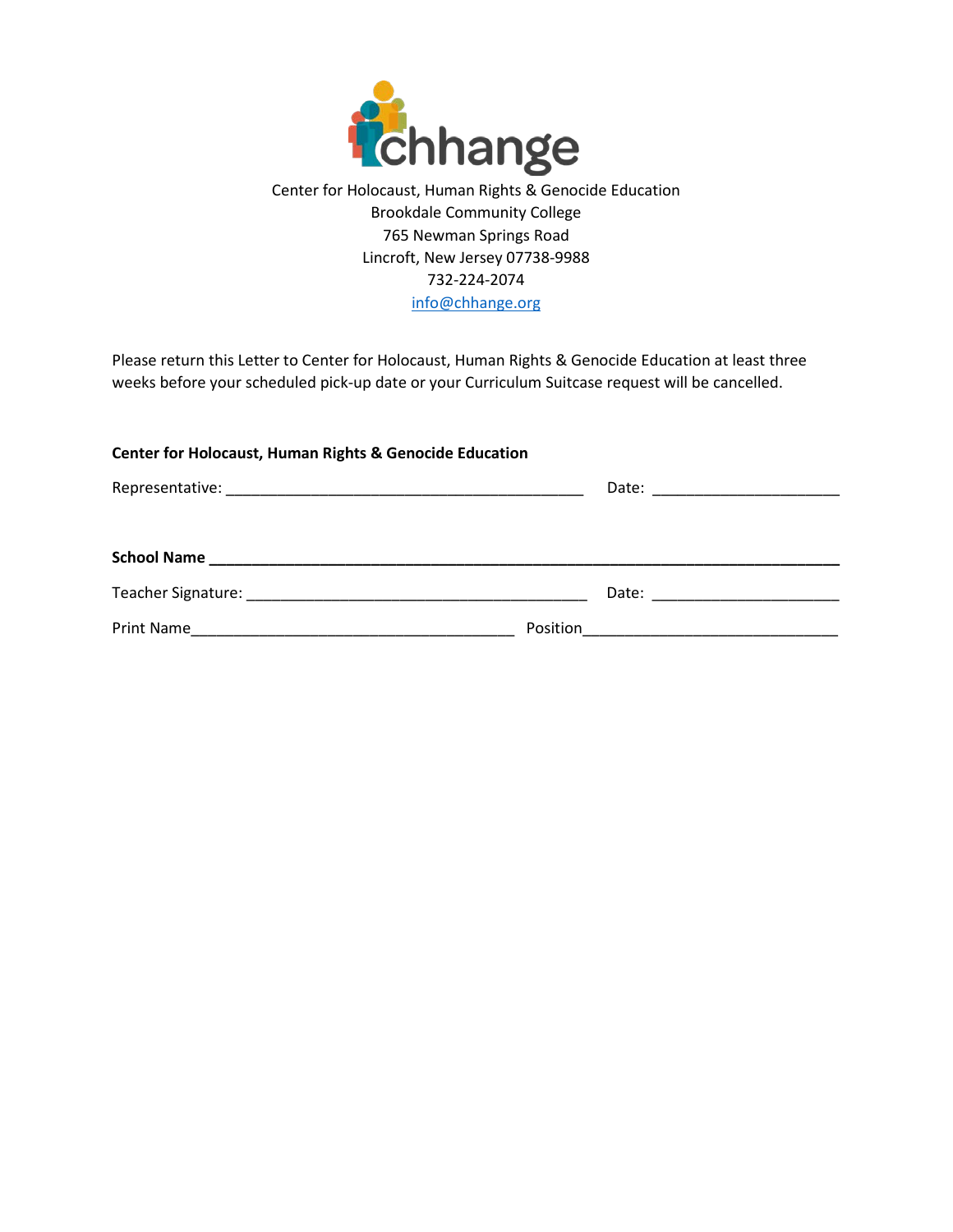chhange

Center for Holocaust, Human Rights & Genocide Education
Brookdale Community College
765 Newman Springs Road
Lincroft, New Jersey 07738-9988
732-224-2074
[info@chhange.org](mailto:info@chhange.org)

Please return this Letter to Center for Holocaust, Human Rights & Genocide Education at least three weeks before your scheduled pick-up date or your Curriculum Suitcase request will be cancelled.

**Center for Holocaust, Human Rights & Genocide Education**

Representative: ____________________________________________ Date: _______________________

**School Name ______________________________________________________________________________**

Teacher Signature: __________________________________________ Date: _______________________

Print Name________________________________________ Position_______________________________